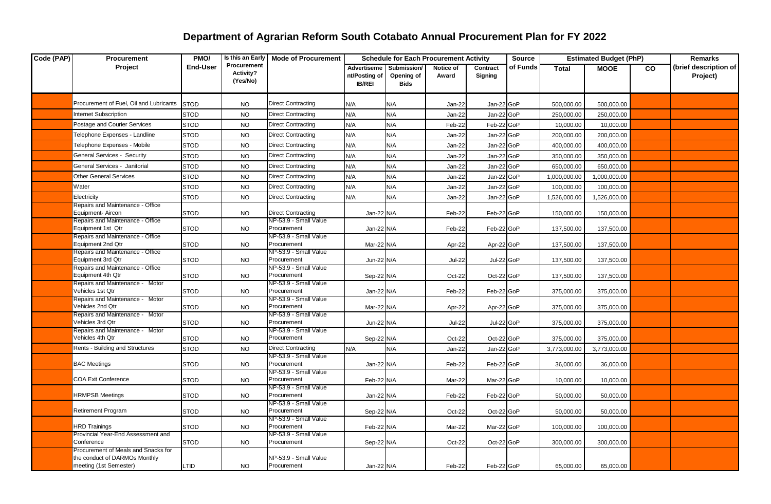# Department of Agrarian Reform South Cotabato Annual Procurement Plan for FY 2022

| Code (PAP) | Procurement Project | PMO/ End-User | Is this an Early Procurement Activity? (Yes/No) | Mode of Procurement | Schedule for Each Procurement Activity | | | | Source of Funds | Estimated Budget (PhP) | | | Remarks (brief description of Project) |
|---|---|---|---|---|---|---|---|---|---|---|---|---|---|
| | | | | | Advertisement/Posting of IB/REI | Submission/ Opening of Bids | Notice of Award | Contract Signing | | Total | MOOE | CO | |
| | Procurement of Fuel, Oil and Lubricants | STOD | NO | Direct Contracting | N/A | N/A | Jan-22 | Jan-22 | GoP | 500,000.00 | 500,000.00 | | |
| | Internet Subscription | STOD | NO | Direct Contracting | N/A | N/A | Jan-22 | Jan-22 | GoP | 250,000.00 | 250,000.00 | | |
| | Postage and Courier Services | STOD | NO | Direct Contracting | N/A | N/A | Feb-22 | Feb-22 | GoP | 10,000.00 | 10,000.00 | | |
| | Telephone Expenses - Landline | STOD | NO | Direct Contracting | N/A | N/A | Jan-22 | Jan-22 | GoP | 200,000.00 | 200,000.00 | | |
| | Telephone Expenses - Mobile | STOD | NO | Direct Contracting | N/A | N/A | Jan-22 | Jan-22 | GoP | 400,000.00 | 400,000.00 | | |
| | General Services - Security | STOD | NO | Direct Contracting | N/A | N/A | Jan-22 | Jan-22 | GoP | 350,000.00 | 350,000.00 | | |
| | General Services - Janitorial | STOD | NO | Direct Contracting | N/A | N/A | Jan-22 | Jan-22 | GoP | 650,000.00 | 650,000.00 | | |
| | Other General Services | STOD | NO | Direct Contracting | N/A | N/A | Jan-22 | Jan-22 | GoP | 1,000,000.00 | 1,000,000.00 | | |
| | Water | STOD | NO | Direct Contracting | N/A | N/A | Jan-22 | Jan-22 | GoP | 100,000.00 | 100,000.00 | | |
| | Electricity | STOD | NO | Direct Contracting | N/A | N/A | Jan-22 | Jan-22 | GoP | 1,526,000.00 | 1,526,000.00 | | |
| | Repairs and Maintenance - Office Equipment- Aircon | STOD | NO | Direct Contracting | Jan-22 | N/A | Feb-22 | Feb-22 | GoP | 150,000.00 | 150,000.00 | | |
| | Repairs and Maintenance - Office Equipment 1st Qtr | STOD | NO | NP-53.9 - Small Value Procurement | Jan-22 | N/A | Feb-22 | Feb-22 | GoP | 137,500.00 | 137,500.00 | | |
| | Repairs and Maintenance - Office Equipment 2nd Qtr | STOD | NO | NP-53.9 - Small Value Procurement | Mar-22 | N/A | Apr-22 | Apr-22 | GoP | 137,500.00 | 137,500.00 | | |
| | Repairs and Maintenance - Office Equipment 3rd Qtr | STOD | NO | NP-53.9 - Small Value Procurement | Jun-22 | N/A | Jul-22 | Jul-22 | GoP | 137,500.00 | 137,500.00 | | |
| | Repairs and Maintenance - Office Equipment 4th Qtr | STOD | NO | NP-53.9 - Small Value Procurement | Sep-22 | N/A | Oct-22 | Oct-22 | GoP | 137,500.00 | 137,500.00 | | |
| | Repairs and Maintenance - Motor Vehicles 1st Qtr | STOD | NO | NP-53.9 - Small Value Procurement | Jan-22 | N/A | Feb-22 | Feb-22 | GoP | 375,000.00 | 375,000.00 | | |
| | Repairs and Maintenance - Motor Vehicles 2nd Qtr | STOD | NO | NP-53.9 - Small Value Procurement | Mar-22 | N/A | Apr-22 | Apr-22 | GoP | 375,000.00 | 375,000.00 | | |
| | Repairs and Maintenance - Motor Vehicles 3rd Qtr | STOD | NO | NP-53.9 - Small Value Procurement | Jun-22 | N/A | Jul-22 | Jul-22 | GoP | 375,000.00 | 375,000.00 | | |
| | Repairs and Maintenance - Motor Vehicles 4th Qtr | STOD | NO | NP-53.9 - Small Value Procurement | Sep-22 | N/A | Oct-22 | Oct-22 | GoP | 375,000.00 | 375,000.00 | | |
| | Rents - Building and Structures | STOD | NO | Direct Contracting | N/A | N/A | Jan-22 | Jan-22 | GoP | 3,773,000.00 | 3,773,000.00 | | |
| | BAC Meetings | STOD | NO | NP-53.9 - Small Value Procurement | Jan-22 | N/A | Feb-22 | Feb-22 | GoP | 36,000.00 | 36,000.00 | | |
| | COA Exit Conference | STOD | NO | NP-53.9 - Small Value Procurement | Feb-22 | N/A | Mar-22 | Mar-22 | GoP | 10,000.00 | 10,000.00 | | |
| | HRMPSB Meetings | STOD | NO | NP-53.9 - Small Value Procurement | Jan-22 | N/A | Feb-22 | Feb-22 | GoP | 50,000.00 | 50,000.00 | | |
| | Retirement Program | STOD | NO | NP-53.9 - Small Value Procurement | Sep-22 | N/A | Oct-22 | Oct-22 | GoP | 50,000.00 | 50,000.00 | | |
| | HRD Trainings | STOD | NO | NP-53.9 - Small Value Procurement | Feb-22 | N/A | Mar-22 | Mar-22 | GoP | 100,000.00 | 100,000.00 | | |
| | Provincial Year-End Assessment and Conference | STOD | NO | NP-53.9 - Small Value Procurement | Sep-22 | N/A | Oct-22 | Oct-22 | GoP | 300,000.00 | 300,000.00 | | |
| | Procurement of Meals and Snacks for the conduct of DARMOs Monthly meeting (1st Semester) | LTID | NO | NP-53.9 - Small Value Procurement | Jan-22 | N/A | Feb-22 | Feb-22 | GoP | 65,000.00 | 65,000.00 | | |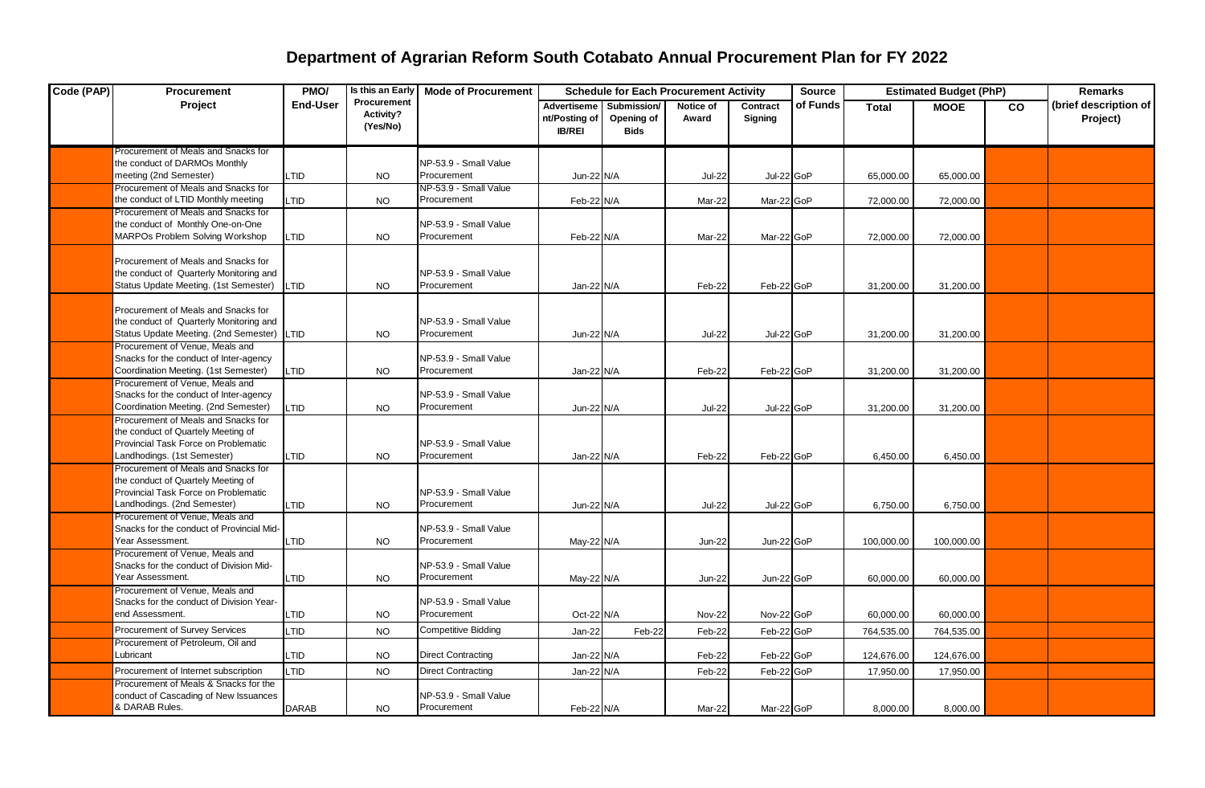# Department of Agrarian Reform South Cotabato Annual Procurement Plan for FY 2022

| Code (PAP) | Procurement Project | PMO/ End-User | Is this an Early Procurement Activity? (Yes/No) | Mode of Procurement | Schedule for Each Procurement Activity | | | | Source of Funds | Estimated Budget (PhP) | | | Remarks (brief description of Project) |
|---|---|---|---|---|---|---|---|---|---|---|---|---|---|
| | | | | | Advertisement/Posting of IB/REI | Submission/ Opening of Bids | Notice of Award | Contract Signing | | Total | MOOE | CO | |
| | Procurement of Meals and Snacks for the conduct of DARMOs Monthly meeting (2nd Semester) | LTID | NO | NP-53.9 - Small Value Procurement | Jun-22 | N/A | Jul-22 | Jul-22 | GoP | 65,000.00 | 65,000.00 | | |
| | Procurement of Meals and Snacks for the conduct of LTID Monthly meeting | LTID | NO | NP-53.9 - Small Value Procurement | Feb-22 | N/A | Mar-22 | Mar-22 | GoP | 72,000.00 | 72,000.00 | | |
| | Procurement of Meals and Snacks for the conduct of Monthly One-on-One MARPOs Problem Solving Workshop | LTID | NO | NP-53.9 - Small Value Procurement | Feb-22 | N/A | Mar-22 | Mar-22 | GoP | 72,000.00 | 72,000.00 | | |
| | Procurement of Meals and Snacks for the conduct of Quarterly Monitoring and Status Update Meeting. (1st Semester) | LTID | NO | NP-53.9 - Small Value Procurement | Jan-22 | N/A | Feb-22 | Feb-22 | GoP | 31,200.00 | 31,200.00 | | |
| | Procurement of Meals and Snacks for the conduct of Quarterly Monitoring and Status Update Meeting. (2nd Semester) | LTID | NO | NP-53.9 - Small Value Procurement | Jun-22 | N/A | Jul-22 | Jul-22 | GoP | 31,200.00 | 31,200.00 | | |
| | Procurement of Venue, Meals and Snacks for the conduct of Inter-agency Coordination Meeting. (1st Semester) | LTID | NO | NP-53.9 - Small Value Procurement | Jan-22 | N/A | Feb-22 | Feb-22 | GoP | 31,200.00 | 31,200.00 | | |
| | Procurement of Venue, Meals and Snacks for the conduct of Inter-agency Coordination Meeting. (2nd Semester) | LTID | NO | NP-53.9 - Small Value Procurement | Jun-22 | N/A | Jul-22 | Jul-22 | GoP | 31,200.00 | 31,200.00 | | |
| | Procurement of Meals and Snacks for the conduct of Quartely Meeting of Provincial Task Force on Problematic Landhodings. (1st Semester) | LTID | NO | NP-53.9 - Small Value Procurement | Jan-22 | N/A | Feb-22 | Feb-22 | GoP | 6,450.00 | 6,450.00 | | |
| | Procurement of Meals and Snacks for the conduct of Quartely Meeting of Provincial Task Force on Problematic Landhodings. (2nd Semester) | LTID | NO | NP-53.9 - Small Value Procurement | Jun-22 | N/A | Jul-22 | Jul-22 | GoP | 6,750.00 | 6,750.00 | | |
| | Procurement of Venue, Meals and Snacks for the conduct of Provincial Mid-Year Assessment. | LTID | NO | NP-53.9 - Small Value Procurement | May-22 | N/A | Jun-22 | Jun-22 | GoP | 100,000.00 | 100,000.00 | | |
| | Procurement of Venue, Meals and Snacks for the conduct of Division Mid-Year Assessment. | LTID | NO | NP-53.9 - Small Value Procurement | May-22 | N/A | Jun-22 | Jun-22 | GoP | 60,000.00 | 60,000.00 | | |
| | Procurement of Venue, Meals and Snacks for the conduct of Division Year-end Assessment. | LTID | NO | NP-53.9 - Small Value Procurement | Oct-22 | N/A | Nov-22 | Nov-22 | GoP | 60,000.00 | 60,000.00 | | |
| | Procurement of Survey Services | LTID | NO | Competitive Bidding | Jan-22 | Feb-22 | Feb-22 | Feb-22 | GoP | 764,535.00 | 764,535.00 | | |
| | Procurement of Petroleum, Oil and Lubricant | LTID | NO | Direct Contracting | Jan-22 | N/A | Feb-22 | Feb-22 | GoP | 124,676.00 | 124,676.00 | | |
| | Procurement of Internet subscription | LTID | NO | Direct Contracting | Jan-22 | N/A | Feb-22 | Feb-22 | GoP | 17,950.00 | 17,950.00 | | |
| | Procurement of Meals & Snacks for the conduct of Cascading of New Issuances & DARAB Rules. | DARAB | NO | NP-53.9 - Small Value Procurement | Feb-22 | N/A | Mar-22 | Mar-22 | GoP | 8,000.00 | 8,000.00 | | |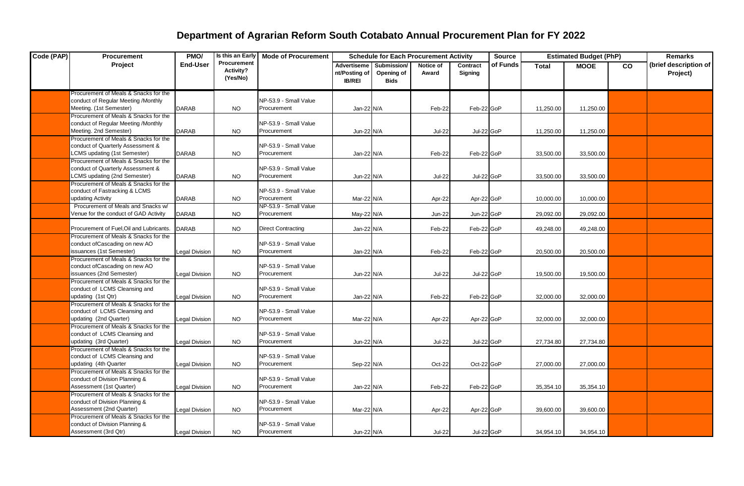# Department of Agrarian Reform South Cotabato Annual Procurement Plan for FY 2022

| Code (PAP) | Procurement Project | PMO/ End-User | Is this an Early Procurement Activity? (Yes/No) | Mode of Procurement | Schedule for Each Procurement Activity | | | | Source of Funds | Estimated Budget (PhP) | | | Remarks (brief description of Project) |
|---|---|---|---|---|---|---|---|---|---|---|---|---|---|
| | | | | | Advertisement/Posting of IB/REI | Submission/ Opening of Bids | Notice of Award | Contract Signing | | Total | MOOE | CO | |
| | Procurement of Meals & Snacks for the conduct of Regular Meeting /Monthly Meeting. (1st Semester) | DARAB | NO | NP-53.9 - Small Value Procurement | Jan-22 | N/A | Feb-22 | Feb-22 | GoP | 11,250.00 | 11,250.00 | | |
| | Procurement of Meals & Snacks for the conduct of Regular Meeting /Monthly Meeting. 2nd Semester) | DARAB | NO | NP-53.9 - Small Value Procurement | Jun-22 | N/A | Jul-22 | Jul-22 | GoP | 11,250.00 | 11,250.00 | | |
| | Procurement of Meals & Snacks for the conduct of Quarterly Assessment & LCMS updating (1st Semester) | DARAB | NO | NP-53.9 - Small Value Procurement | Jan-22 | N/A | Feb-22 | Feb-22 | GoP | 33,500.00 | 33,500.00 | | |
| | Procurement of Meals & Snacks for the conduct of Quarterly Assessment & LCMS updating (2nd Semester) | DARAB | NO | NP-53.9 - Small Value Procurement | Jun-22 | N/A | Jul-22 | Jul-22 | GoP | 33,500.00 | 33,500.00 | | |
| | Procurement of Meals & Snacks for the conduct of Fastracking & LCMS updating Activity | DARAB | NO | NP-53.9 - Small Value Procurement | Mar-22 | N/A | Apr-22 | Apr-22 | GoP | 10,000.00 | 10,000.00 | | |
| | Procurement of Meals and Snacks w/ Venue for the conduct of GAD Activity | DARAB | NO | NP-53.9 - Small Value Procurement | May-22 | N/A | Jun-22 | Jun-22 | GoP | 29,092.00 | 29,092.00 | | |
| | Procurement of Fuel,Oil and Lubricants. | DARAB | NO | Direct Contracting | Jan-22 | N/A | Feb-22 | Feb-22 | GoP | 49,248.00 | 49,248.00 | | |
| | Procurement of Meals & Snacks for the conduct ofCascading on new AO issuances (1st Semester) | Legal Division | NO | NP-53.9 - Small Value Procurement | Jan-22 | N/A | Feb-22 | Feb-22 | GoP | 20,500.00 | 20,500.00 | | |
| | Procurement of Meals & Snacks for the conduct ofCascading on new AO issuances (2nd Semester) | Legal Division | NO | NP-53.9 - Small Value Procurement | Jun-22 | N/A | Jul-22 | Jul-22 | GoP | 19,500.00 | 19,500.00 | | |
| | Procurement of Meals & Snacks for the conduct of LCMS Cleansing and updating (1st Qtr) | Legal Division | NO | NP-53.9 - Small Value Procurement | Jan-22 | N/A | Feb-22 | Feb-22 | GoP | 32,000.00 | 32,000.00 | | |
| | Procurement of Meals & Snacks for the conduct of LCMS Cleansing and updating (2nd Quarter) | Legal Division | NO | NP-53.9 - Small Value Procurement | Mar-22 | N/A | Apr-22 | Apr-22 | GoP | 32,000.00 | 32,000.00 | | |
| | Procurement of Meals & Snacks for the conduct of LCMS Cleansing and updating (3rd Quarter) | Legal Division | NO | NP-53.9 - Small Value Procurement | Jun-22 | N/A | Jul-22 | Jul-22 | GoP | 27,734.80 | 27,734.80 | | |
| | Procurement of Meals & Snacks for the conduct of LCMS Cleansing and updating (4th Quarter | Legal Division | NO | NP-53.9 - Small Value Procurement | Sep-22 | N/A | Oct-22 | Oct-22 | GoP | 27,000.00 | 27,000.00 | | |
| | Procurement of Meals & Snacks for the conduct of Division Planning & Assessment (1st Quarter) | Legal Division | NO | NP-53.9 - Small Value Procurement | Jan-22 | N/A | Feb-22 | Feb-22 | GoP | 35,354.10 | 35,354.10 | | |
| | Procurement of Meals & Snacks for the conduct of Division Planning & Assessment (2nd Quarter) | Legal Division | NO | NP-53.9 - Small Value Procurement | Mar-22 | N/A | Apr-22 | Apr-22 | GoP | 39,600.00 | 39,600.00 | | |
| | Procurement of Meals & Snacks for the conduct of Division Planning & Assessment (3rd Qtr) | Legal Division | NO | NP-53.9 - Small Value Procurement | Jun-22 | N/A | Jul-22 | Jul-22 | GoP | 34,954.10 | 34,954.10 | | |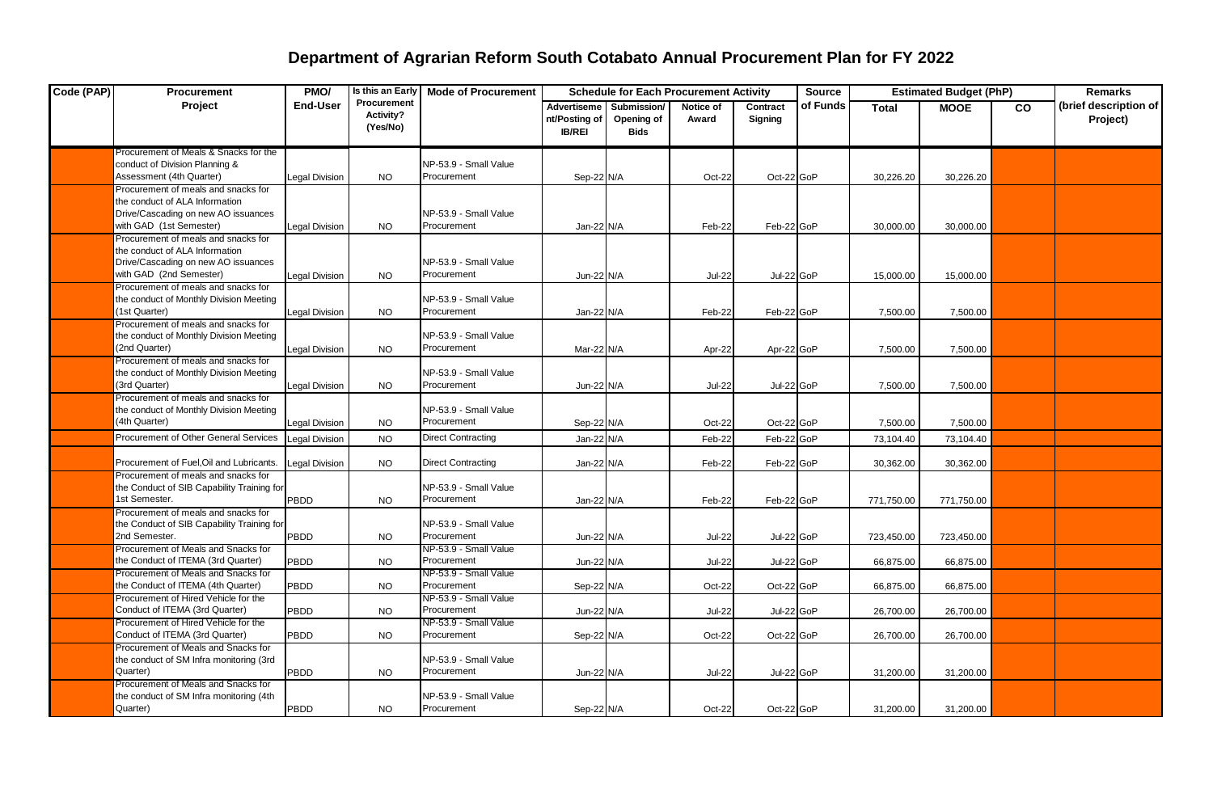# Department of Agrarian Reform South Cotabato Annual Procurement Plan for FY 2022

| Code (PAP) | Procurement Project | PMO/ End-User | Is this an Early Procurement Activity? (Yes/No) | Mode of Procurement | Schedule for Each Procurement Activity | | | | Source of Funds | Estimated Budget (PhP) | | | Remarks (brief description of Project) |
|---|---|---|---|---|---|---|---|---|---|---|---|---|---|
| | | | | | Advertisement/Posting of IB/REI | Submission/ Opening of Bids | Notice of Award | Contract Signing | | Total | MOOE | CO | |
| | Procurement of Meals & Snacks for the conduct of Division Planning & Assessment (4th Quarter) | Legal Division | NO | NP-53.9 - Small Value Procurement | Sep-22 | N/A | Oct-22 | Oct-22 | GoP | 30,226.20 | 30,226.20 | | |
| | Procurement of meals and snacks for the conduct of ALA Information Drive/Cascading on new AO issuances with GAD (1st Semester) | Legal Division | NO | NP-53.9 - Small Value Procurement | Jan-22 | N/A | Feb-22 | Feb-22 | GoP | 30,000.00 | 30,000.00 | | |
| | Procurement of meals and snacks for the conduct of ALA Information Drive/Cascading on new AO issuances with GAD (2nd Semester) | Legal Division | NO | NP-53.9 - Small Value Procurement | Jun-22 | N/A | Jul-22 | Jul-22 | GoP | 15,000.00 | 15,000.00 | | |
| | Procurement of meals and snacks for the conduct of Monthly Division Meeting (1st Quarter) | Legal Division | NO | NP-53.9 - Small Value Procurement | Jan-22 | N/A | Feb-22 | Feb-22 | GoP | 7,500.00 | 7,500.00 | | |
| | Procurement of meals and snacks for the conduct of Monthly Division Meeting (2nd Quarter) | Legal Division | NO | NP-53.9 - Small Value Procurement | Mar-22 | N/A | Apr-22 | Apr-22 | GoP | 7,500.00 | 7,500.00 | | |
| | Procurement of meals and snacks for the conduct of Monthly Division Meeting (3rd Quarter) | Legal Division | NO | NP-53.9 - Small Value Procurement | Jun-22 | N/A | Jul-22 | Jul-22 | GoP | 7,500.00 | 7,500.00 | | |
| | Procurement of meals and snacks for the conduct of Monthly Division Meeting (4th Quarter) | Legal Division | NO | NP-53.9 - Small Value Procurement | Sep-22 | N/A | Oct-22 | Oct-22 | GoP | 7,500.00 | 7,500.00 | | |
| | Procurement of Other General Services | Legal Division | NO | Direct Contracting | Jan-22 | N/A | Feb-22 | Feb-22 | GoP | 73,104.40 | 73,104.40 | | |
| | Procurement of Fuel,Oil and Lubricants. | Legal Division | NO | Direct Contracting | Jan-22 | N/A | Feb-22 | Feb-22 | GoP | 30,362.00 | 30,362.00 | | |
| | Procurement of meals and snacks for the Conduct of SIB Capability Training for 1st Semester. | PBDD | NO | NP-53.9 - Small Value Procurement | Jan-22 | N/A | Feb-22 | Feb-22 | GoP | 771,750.00 | 771,750.00 | | |
| | Procurement of meals and snacks for the Conduct of SIB Capability Training for 2nd Semester. | PBDD | NO | NP-53.9 - Small Value Procurement | Jun-22 | N/A | Jul-22 | Jul-22 | GoP | 723,450.00 | 723,450.00 | | |
| | Procurement of Meals and Snacks for the Conduct of ITEMA (3rd Quarter) | PBDD | NO | NP-53.9 - Small Value Procurement | Jun-22 | N/A | Jul-22 | Jul-22 | GoP | 66,875.00 | 66,875.00 | | |
| | Procurement of Meals and Snacks for the Conduct of ITEMA (4th Quarter) | PBDD | NO | NP-53.9 - Small Value Procurement | Sep-22 | N/A | Oct-22 | Oct-22 | GoP | 66,875.00 | 66,875.00 | | |
| | Procurement of Hired Vehicle for the Conduct of ITEMA (3rd Quarter) | PBDD | NO | NP-53.9 - Small Value Procurement | Jun-22 | N/A | Jul-22 | Jul-22 | GoP | 26,700.00 | 26,700.00 | | |
| | Procurement of Hired Vehicle for the Conduct of ITEMA (3rd Quarter) | PBDD | NO | NP-53.9 - Small Value Procurement | Sep-22 | N/A | Oct-22 | Oct-22 | GoP | 26,700.00 | 26,700.00 | | |
| | Procurement of Meals and Snacks for the conduct of SM Infra monitoring (3rd Quarter) | PBDD | NO | NP-53.9 - Small Value Procurement | Jun-22 | N/A | Jul-22 | Jul-22 | GoP | 31,200.00 | 31,200.00 | | |
| | Procurement of Meals and Snacks for the conduct of SM Infra monitoring (4th Quarter) | PBDD | NO | NP-53.9 - Small Value Procurement | Sep-22 | N/A | Oct-22 | Oct-22 | GoP | 31,200.00 | 31,200.00 | | |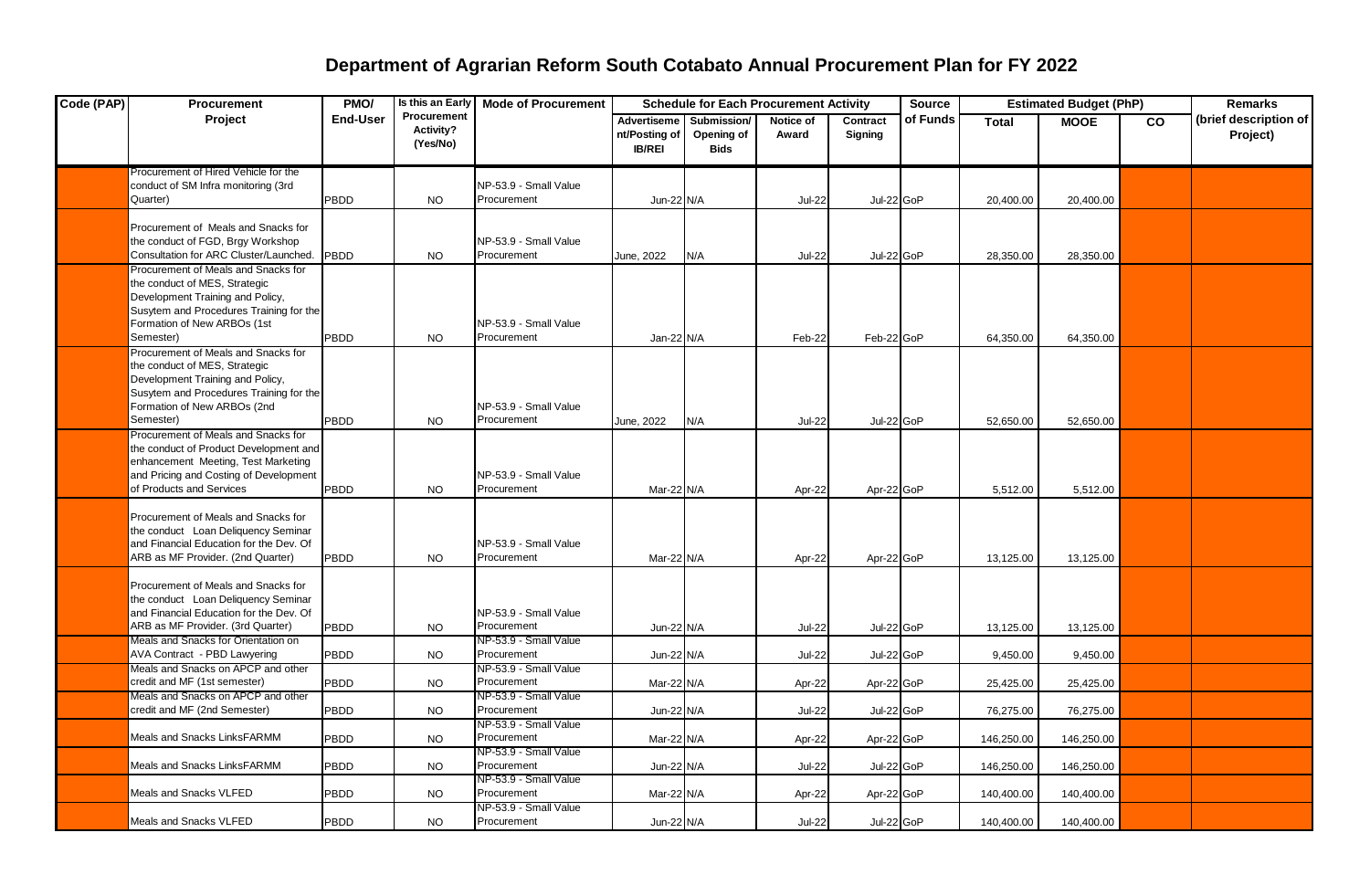# Department of Agrarian Reform South Cotabato Annual Procurement Plan for FY 2022

| Code (PAP) | Procurement Project | PMO/ End-User | Is this an Early Procurement Activity? (Yes/No) | Mode of Procurement | Schedule for Each Procurement Activity | | | | Source of Funds | Estimated Budget (PhP) | | | Remarks (brief description of Project) |
|---|---|---|---|---|---|---|---|---|---|---|---|---|---|
| | | | | | Advertisement/Posting of IB/REI | Submission/ Opening of Bids | Notice of Award | Contract Signing | | Total | MOOE | CO | |
| | Procurement of Hired Vehicle for the conduct of SM Infra monitoring (3rd Quarter) | PBDD | NO | NP-53.9 - Small Value Procurement | Jun-22 | N/A | Jul-22 | Jul-22 | GoP | 20,400.00 | 20,400.00 | | |
| | Procurement of Meals and Snacks for the conduct of FGD, Brgy Workshop Consultation for ARC Cluster/Launched. | PBDD | NO | NP-53.9 - Small Value Procurement | June, 2022 | N/A | Jul-22 | Jul-22 | GoP | 28,350.00 | 28,350.00 | | |
| | Procurement of Meals and Snacks for the conduct of MES, Strategic Development Training and Policy, Susytem and Procedures Training for the Formation of New ARBOs (1st Semester) | PBDD | NO | NP-53.9 - Small Value Procurement | Jan-22 | N/A | Feb-22 | Feb-22 | GoP | 64,350.00 | 64,350.00 | | |
| | Procurement of Meals and Snacks for the conduct of MES, Strategic Development Training and Policy, Susytem and Procedures Training for the Formation of New ARBOs (2nd Semester) | PBDD | NO | NP-53.9 - Small Value Procurement | June, 2022 | N/A | Jul-22 | Jul-22 | GoP | 52,650.00 | 52,650.00 | | |
| | Procurement of Meals and Snacks for the conduct of Product Development and enhancement Meeting, Test Marketing and Pricing and Costing of Development of Products and Services | PBDD | NO | NP-53.9 - Small Value Procurement | Mar-22 | N/A | Apr-22 | Apr-22 | GoP | 5,512.00 | 5,512.00 | | |
| | Procurement of Meals and Snacks for the conduct Loan Deliquency Seminar and Financial Education for the Dev. Of ARB as MF Provider. (2nd Quarter) | PBDD | NO | NP-53.9 - Small Value Procurement | Mar-22 | N/A | Apr-22 | Apr-22 | GoP | 13,125.00 | 13,125.00 | | |
| | Procurement of Meals and Snacks for the conduct Loan Deliquency Seminar and Financial Education for the Dev. Of ARB as MF Provider. (3rd Quarter) | PBDD | NO | NP-53.9 - Small Value Procurement | Jun-22 | N/A | Jul-22 | Jul-22 | GoP | 13,125.00 | 13,125.00 | | |
| | Meals and Snacks for Orientation on AVA Contract - PBD Lawyering | PBDD | NO | NP-53.9 - Small Value Procurement | Jun-22 | N/A | Jul-22 | Jul-22 | GoP | 9,450.00 | 9,450.00 | | |
| | Meals and Snacks on APCP and other credit and MF (1st semester) | PBDD | NO | NP-53.9 - Small Value Procurement | Mar-22 | N/A | Apr-22 | Apr-22 | GoP | 25,425.00 | 25,425.00 | | |
| | Meals and Snacks on APCP and other credit and MF (2nd Semester) | PBDD | NO | NP-53.9 - Small Value Procurement | Jun-22 | N/A | Jul-22 | Jul-22 | GoP | 76,275.00 | 76,275.00 | | |
| | Meals and Snacks LinksFARMM | PBDD | NO | NP-53.9 - Small Value Procurement | Mar-22 | N/A | Apr-22 | Apr-22 | GoP | 146,250.00 | 146,250.00 | | |
| | Meals and Snacks LinksFARMM | PBDD | NO | NP-53.9 - Small Value Procurement | Jun-22 | N/A | Jul-22 | Jul-22 | GoP | 146,250.00 | 146,250.00 | | |
| | Meals and Snacks VLFED | PBDD | NO | NP-53.9 - Small Value Procurement | Mar-22 | N/A | Apr-22 | Apr-22 | GoP | 140,400.00 | 140,400.00 | | |
| | Meals and Snacks VLFED | PBDD | NO | NP-53.9 - Small Value Procurement | Jun-22 | N/A | Jul-22 | Jul-22 | GoP | 140,400.00 | 140,400.00 | | |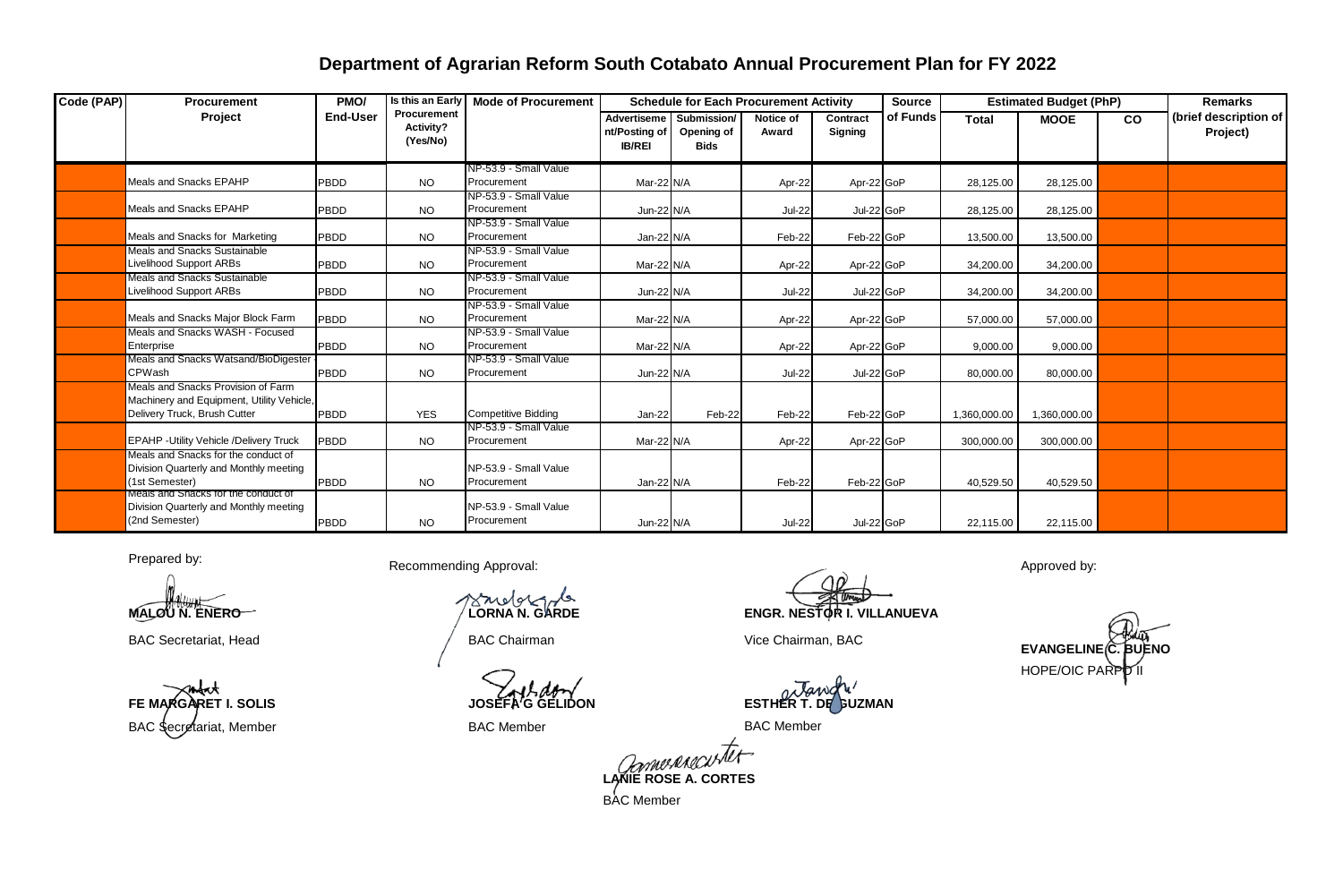# Department of Agrarian Reform South Cotabato Annual Procurement Plan for FY 2022

| Code (PAP) | Procurement Project | PMO/ End-User | Is this an Early Procurement Activity? (Yes/No) | Mode of Procurement | Schedule for Each Procurement Activity | | | | Source of Funds | Estimated Budget (PhP) | | | Remarks (brief description of Project) |
|---|---|---|---|---|---|---|---|---|---|---|---|---|---|
| | | | | | Advertisement/Posting of IB/REI | Submission/ Opening of Bids | Notice of Award | Contract Signing | | Total | MOOE | CO | |
| | Meals and Snacks EPAHP | PBDD | NO | NP-53.9 - Small Value Procurement | Mar-22 | N/A | Apr-22 | Apr-22 | GoP | 28,125.00 | 28,125.00 | | |
| | Meals and Snacks EPAHP | PBDD | NO | NP-53.9 - Small Value Procurement | Jun-22 | N/A | Jul-22 | Jul-22 | GoP | 28,125.00 | 28,125.00 | | |
| | Meals and Snacks for Marketing | PBDD | NO | NP-53.9 - Small Value Procurement | Jan-22 | N/A | Feb-22 | Feb-22 | GoP | 13,500.00 | 13,500.00 | | |
| | Meals and Snacks Sustainable Livelihood Support ARBs | PBDD | NO | NP-53.9 - Small Value Procurement | Mar-22 | N/A | Apr-22 | Apr-22 | GoP | 34,200.00 | 34,200.00 | | |
| | Meals and Snacks Sustainable Livelihood Support ARBs | PBDD | NO | NP-53.9 - Small Value Procurement | Jun-22 | N/A | Jul-22 | Jul-22 | GoP | 34,200.00 | 34,200.00 | | |
| | Meals and Snacks Major Block Farm | PBDD | NO | NP-53.9 - Small Value Procurement | Mar-22 | N/A | Apr-22 | Apr-22 | GoP | 57,000.00 | 57,000.00 | | |
| | Meals and Snacks WASH - Focused Enterprise | PBDD | NO | NP-53.9 - Small Value Procurement | Mar-22 | N/A | Apr-22 | Apr-22 | GoP | 9,000.00 | 9,000.00 | | |
| | Meals and Snacks Watsand/BioDigester CPWash | PBDD | NO | NP-53.9 - Small Value Procurement | Jun-22 | N/A | Jul-22 | Jul-22 | GoP | 80,000.00 | 80,000.00 | | |
| | Meals and Snacks Provision of Farm Machinery and Equipment, Utility Vehicle, Delivery Truck, Brush Cutter | PBDD | YES | Competitive Bidding | Jan-22 | Feb-22 | Feb-22 | Feb-22 | GoP | 1,360,000.00 | 1,360,000.00 | | |
| | EPAHP -Utility Vehicle /Delivery Truck | PBDD | NO | NP-53.9 - Small Value Procurement | Mar-22 | N/A | Apr-22 | Apr-22 | GoP | 300,000.00 | 300,000.00 | | |
| | Meals and Snacks for the conduct of Division Quarterly and Monthly meeting (1st Semester) | PBDD | NO | NP-53.9 - Small Value Procurement | Jan-22 | N/A | Feb-22 | Feb-22 | GoP | 40,529.50 | 40,529.50 | | |
| | Meals and Snacks for the conduct of Division Quarterly and Monthly meeting (2nd Semester) | PBDD | NO | NP-53.9 - Small Value Procurement | Jun-22 | N/A | Jul-22 | Jul-22 | GoP | 22,115.00 | 22,115.00 | | |

Prepared by:

**MALOU N. ENERO**
BAC Secretariat, Head

**FE MARGARET I. SOLIS**
BAC Secretariat, Member

Recommending Approval:

**LORNA N. GARDE**
BAC Chairman

**ENGR. NESTOR I. VILLANUEVA**
Vice Chairman, BAC

**JOSEFA G. GELIDON**
BAC Member

**ESTHER T. DE GUZMAN**
BAC Member

**LANIE ROSE A. CORTES**
BAC Member

Approved by:

**EVANGELINE C. BUENO**
HOPE/OIC PARPO II